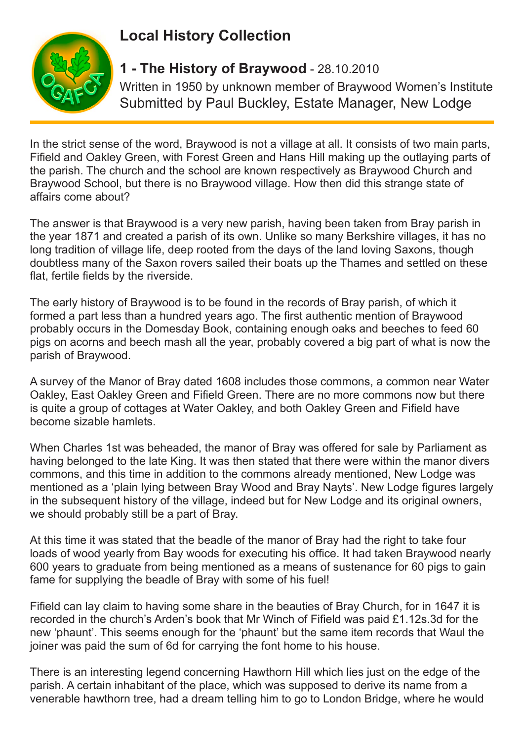# Local History Collection

## 1 - The History of Braywood - 28.10.2010

Written in 1950 by unknown member of Braywood Women's Institute
Submitted by Paul Buckley, Estate Manager, New Lodge

In the strict sense of the word, Braywood is not a village at all. It consists of two main parts, Fifield and Oakley Green, with Forest Green and Hans Hill making up the outlaying parts of the parish. The church and the school are known respectively as Braywood Church and Braywood School, but there is no Braywood village. How then did this strange state of affairs come about?

The answer is that Braywood is a very new parish, having been taken from Bray parish in the year 1871 and created a parish of its own. Unlike so many Berkshire villages, it has no long tradition of village life, deep rooted from the days of the land loving Saxons, though doubtless many of the Saxon rovers sailed their boats up the Thames and settled on these flat, fertile fields by the riverside.

The early history of Braywood is to be found in the records of Bray parish, of which it formed a part less than a hundred years ago. The first authentic mention of Braywood probably occurs in the Domesday Book, containing enough oaks and beeches to feed 60 pigs on acorns and beech mash all the year, probably covered a big part of what is now the parish of Braywood.

A survey of the Manor of Bray dated 1608 includes those commons, a common near Water Oakley, East Oakley Green and Fifield Green. There are no more commons now but there is quite a group of cottages at Water Oakley, and both Oakley Green and Fifield have become sizable hamlets.

When Charles 1st was beheaded, the manor of Bray was offered for sale by Parliament as having belonged to the late King. It was then stated that there were within the manor divers commons, and this time in addition to the commons already mentioned, New Lodge was mentioned as a 'plain lying between Bray Wood and Bray Nayts'. New Lodge figures largely in the subsequent history of the village, indeed but for New Lodge and its original owners, we should probably still be a part of Bray.

At this time it was stated that the beadle of the manor of Bray had the right to take four loads of wood yearly from Bay woods for executing his office. It had taken Braywood nearly 600 years to graduate from being mentioned as a means of sustenance for 60 pigs to gain fame for supplying the beadle of Bray with some of his fuel!

Fifield can lay claim to having some share in the beauties of Bray Church, for in 1647 it is recorded in the church's Arden's book that Mr Winch of Fifield was paid £1.12s.3d for the new 'phaunt'. This seems enough for the 'phaunt' but the same item records that Waul the joiner was paid the sum of 6d for carrying the font home to his house.

There is an interesting legend concerning Hawthorn Hill which lies just on the edge of the parish. A certain inhabitant of the place, which was supposed to derive its name from a venerable hawthorn tree, had a dream telling him to go to London Bridge, where he would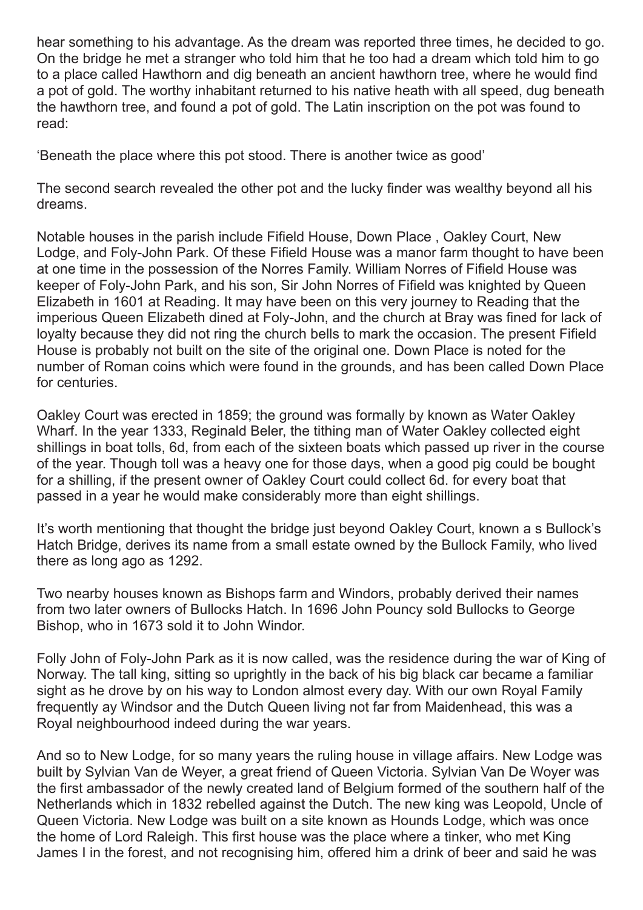hear something to his advantage. As the dream was reported three times, he decided to go. On the bridge he met a stranger who told him that he too had a dream which told him to go to a place called Hawthorn and dig beneath an ancient hawthorn tree, where he would find a pot of gold. The worthy inhabitant returned to his native heath with all speed, dug beneath the hawthorn tree, and found a pot of gold. The Latin inscription on the pot was found to read:

'Beneath the place where this pot stood. There is another twice as good'

The second search revealed the other pot and the lucky finder was wealthy beyond all his dreams.

Notable houses in the parish include Fifield House, Down Place , Oakley Court, New Lodge, and Foly-John Park. Of these Fifield House was a manor farm thought to have been at one time in the possession of the Norres Family. William Norres of Fifield House was keeper of Foly-John Park, and his son, Sir John Norres of Fifield was knighted by Queen Elizabeth in 1601 at Reading. It may have been on this very journey to Reading that the imperious Queen Elizabeth dined at Foly-John, and the church at Bray was fined for lack of loyalty because they did not ring the church bells to mark the occasion. The present Fifield House is probably not built on the site of the original one. Down Place is noted for the number of Roman coins which were found in the grounds, and has been called Down Place for centuries.

Oakley Court was erected in 1859; the ground was formally by known as Water Oakley Wharf. In the year 1333, Reginald Beler, the tithing man of Water Oakley collected eight shillings in boat tolls, 6d, from each of the sixteen boats which passed up river in the course of the year. Though toll was a heavy one for those days, when a good pig could be bought for a shilling, if the present owner of Oakley Court could collect 6d. for every boat that passed in a year he would make considerably more than eight shillings.

It's worth mentioning that thought the bridge just beyond Oakley Court, known a s Bullock's Hatch Bridge, derives its name from a small estate owned by the Bullock Family, who lived there as long ago as 1292.

Two nearby houses known as Bishops farm and Windors, probably derived their names from two later owners of Bullocks Hatch. In 1696 John Pouncy sold Bullocks to George Bishop, who in 1673 sold it to John Windor.

Folly John of Foly-John Park as it is now called, was the residence during the war of King of Norway. The tall king, sitting so uprightly in the back of his big black car became a familiar sight as he drove by on his way to London almost every day. With our own Royal Family frequently ay Windsor and the Dutch Queen living not far from Maidenhead, this was a Royal neighbourhood indeed during the war years.

And so to New Lodge, for so many years the ruling house in village affairs. New Lodge was built by Sylvian Van de Weyer, a great friend of Queen Victoria. Sylvian Van De Woyer was the first ambassador of the newly created land of Belgium formed of the southern half of the Netherlands which in 1832 rebelled against the Dutch. The new king was Leopold, Uncle of Queen Victoria. New Lodge was built on a site known as Hounds Lodge, which was once the home of Lord Raleigh. This first house was the place where a tinker, who met King James I in the forest, and not recognising him, offered him a drink of beer and said he was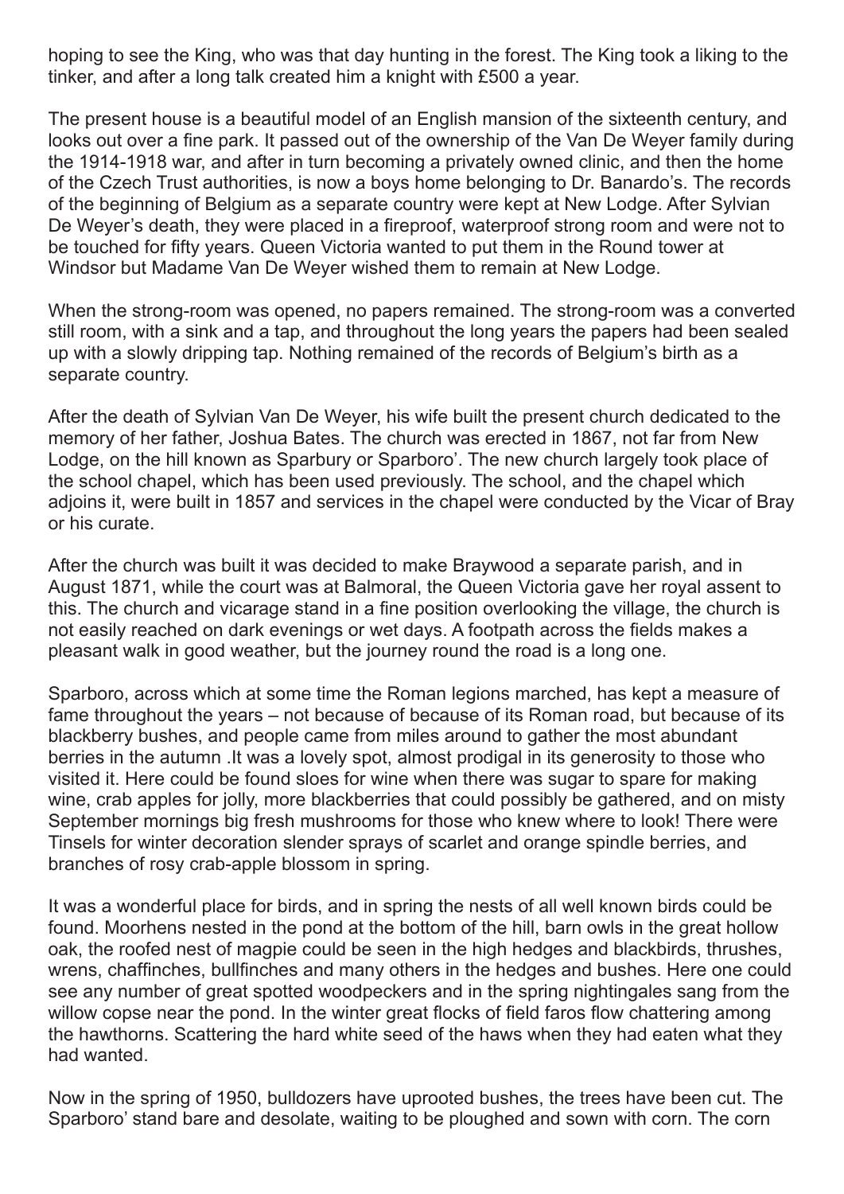hoping to see the King, who was that day hunting in the forest. The King took a liking to the tinker, and after a long talk created him a knight with £500 a year.

The present house is a beautiful model of an English mansion of the sixteenth century, and looks out over a fine park. It passed out of the ownership of the Van De Weyer family during the 1914-1918 war, and after in turn becoming a privately owned clinic, and then the home of the Czech Trust authorities, is now a boys home belonging to Dr. Banardo's. The records of the beginning of Belgium as a separate country were kept at New Lodge. After Sylvian De Weyer's death, they were placed in a fireproof, waterproof strong room and were not to be touched for fifty years. Queen Victoria wanted to put them in the Round tower at Windsor but Madame Van De Weyer wished them to remain at New Lodge.

When the strong-room was opened, no papers remained. The strong-room was a converted still room, with a sink and a tap, and throughout the long years the papers had been sealed up with a slowly dripping tap. Nothing remained of the records of Belgium's birth as a separate country.

After the death of Sylvian Van De Weyer, his wife built the present church dedicated to the memory of her father, Joshua Bates. The church was erected in 1867, not far from New Lodge, on the hill known as Sparbury or Sparboro'. The new church largely took place of the school chapel, which has been used previously. The school, and the chapel which adjoins it, were built in 1857 and services in the chapel were conducted by the Vicar of Bray or his curate.

After the church was built it was decided to make Braywood a separate parish, and in August 1871, while the court was at Balmoral, the Queen Victoria gave her royal assent to this. The church and vicarage stand in a fine position overlooking the village, the church is not easily reached on dark evenings or wet days. A footpath across the fields makes a pleasant walk in good weather, but the journey round the road is a long one.

Sparboro, across which at some time the Roman legions marched, has kept a measure of fame throughout the years – not because of because of its Roman road, but because of its blackberry bushes, and people came from miles around to gather the most abundant berries in the autumn .It was a lovely spot, almost prodigal in its generosity to those who visited it. Here could be found sloes for wine when there was sugar to spare for making wine, crab apples for jolly, more blackberries that could possibly be gathered, and on misty September mornings big fresh mushrooms for those who knew where to look! There were Tinsels for winter decoration slender sprays of scarlet and orange spindle berries, and branches of rosy crab-apple blossom in spring.

It was a wonderful place for birds, and in spring the nests of all well known birds could be found. Moorhens nested in the pond at the bottom of the hill, barn owls in the great hollow oak, the roofed nest of magpie could be seen in the high hedges and blackbirds, thrushes, wrens, chaffinches, bullfinches and many others in the hedges and bushes. Here one could see any number of great spotted woodpeckers and in the spring nightingales sang from the willow copse near the pond. In the winter great flocks of field faros flow chattering among the hawthorns. Scattering the hard white seed of the haws when they had eaten what they had wanted.

Now in the spring of 1950, bulldozers have uprooted bushes, the trees have been cut. The Sparboro' stand bare and desolate, waiting to be ploughed and sown with corn. The corn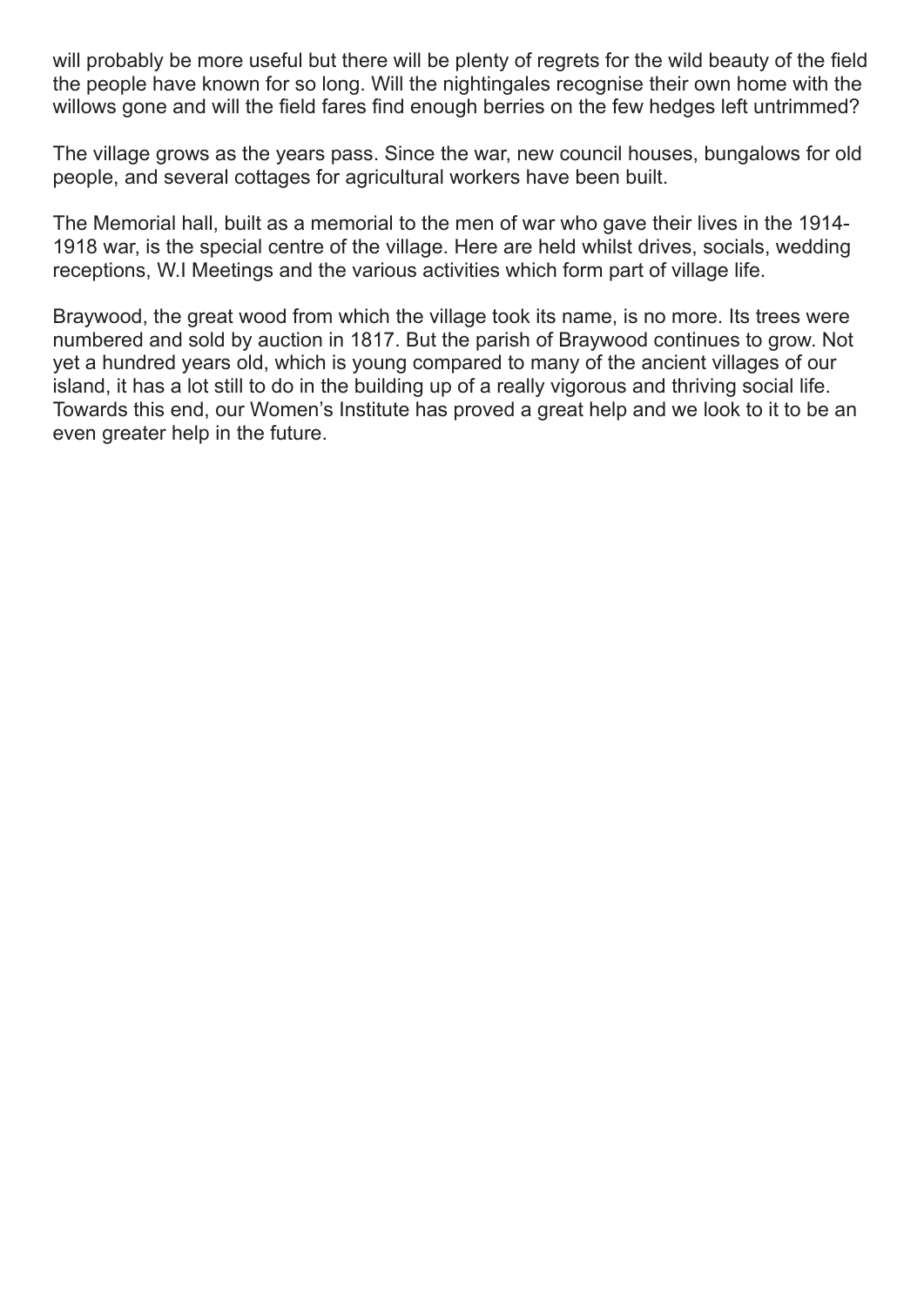will probably be more useful but there will be plenty of regrets for the wild beauty of the field the people have known for so long. Will the nightingales recognise their own home with the willows gone and will the field fares find enough berries on the few hedges left untrimmed?

The village grows as the years pass. Since the war, new council houses, bungalows for old people, and several cottages for agricultural workers have been built.

The Memorial hall, built as a memorial to the men of war who gave their lives in the 1914-1918 war, is the special centre of the village. Here are held whilst drives, socials, wedding receptions, W.I Meetings and the various activities which form part of village life.

Braywood, the great wood from which the village took its name, is no more. Its trees were numbered and sold by auction in 1817. But the parish of Braywood continues to grow. Not yet a hundred years old, which is young compared to many of the ancient villages of our island, it has a lot still to do in the building up of a really vigorous and thriving social life. Towards this end, our Women's Institute has proved a great help and we look to it to be an even greater help in the future.